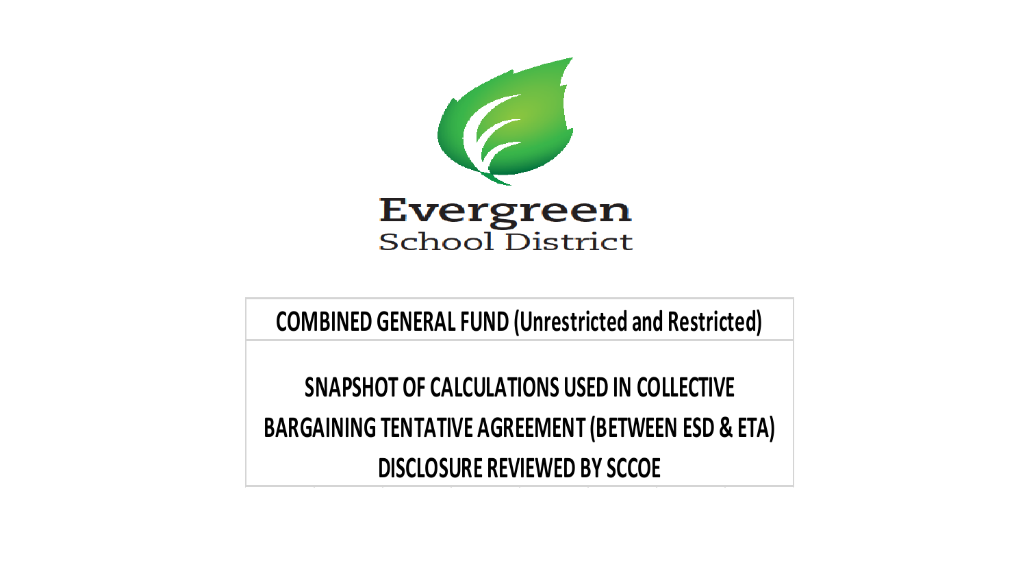Evergreen
School District

**COMBINED GENERAL FUND (Unrestricted and Restricted)**

**SNAPSHOT OF CALCULATIONS USED IN COLLECTIVE BARGAINING TENTATIVE AGREEMENT (BETWEEN ESD & ETA) DISCLOSURE REVIEWED BY SCCOE**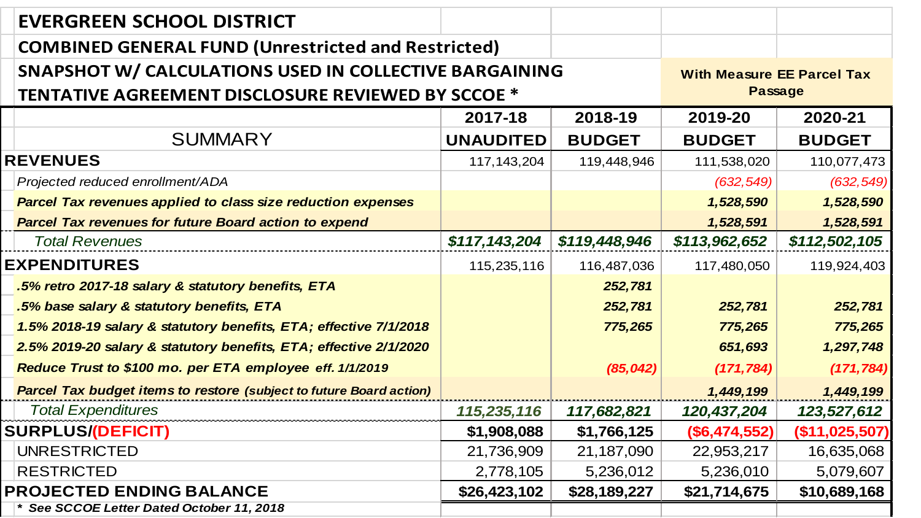# EVERGREEN SCHOOL DISTRICT

## COMBINED GENERAL FUND (Unrestricted and Restricted)

## SNAPSHOT W/ CALCULATIONS USED IN COLLECTIVE BARGAINING TENTATIVE AGREEMENT DISCLOSURE REVIEWED BY SCCOE *

| | | | With Measure EE Parcel Tax Passage | |
|---|---|---|---|---|
| **SUMMARY** | **2017-18 UNAUDITED** | **2018-19 BUDGET** | **2019-20 BUDGET** | **2020-21 BUDGET** |
| **REVENUES** | 117,143,204 | 119,448,946 | 111,538,020 | 110,077,473 |
| *Projected reduced enrollment/ADA* | | | *(632,549)* | *(632,549)* |
| ***Parcel Tax revenues applied to class size reduction expenses*** | | | ***1,528,590*** | ***1,528,590*** |
| ***Parcel Tax revenues for future Board action to expend*** | | | ***1,528,591*** | ***1,528,591*** |
| *Total Revenues* | ***$117,143,204*** | ***$119,448,946*** | ***$113,962,652*** | ***$112,502,105*** |
| **EXPENDITURES** | 115,235,116 | 116,487,036 | 117,480,050 | 119,924,403 |
| ***.5% retro 2017-18 salary & statutory benefits, ETA*** | | ***252,781*** | | |
| ***.5% base salary & statutory benefits, ETA*** | | ***252,781*** | ***252,781*** | ***252,781*** |
| ***1.5% 2018-19 salary & statutory benefits, ETA; effective 7/1/2018*** | | ***775,265*** | ***775,265*** | ***775,265*** |
| ***2.5% 2019-20 salary & statutory benefits, ETA; effective 2/1/2020*** | | | ***651,693*** | ***1,297,748*** |
| ***Reduce Trust to $100 mo. per ETA employee eff. 1/1/2019*** | | ***(85,042)*** | ***(171,784)*** | ***(171,784)*** |
| ***Parcel Tax budget items to restore (subject to future Board action)*** | | | ***1,449,199*** | ***1,449,199*** |
| *Total Expenditures* | ***115,235,116*** | ***117,682,821*** | ***120,437,204*** | ***123,527,612*** |
| **SURPLUS/(DEFICIT)** | **$1,908,088** | **$1,766,125** | **($6,474,552)** | **($11,025,507)** |
| UNRESTRICTED | 21,736,909 | 21,187,090 | 22,953,217 | 16,635,068 |
| RESTRICTED | 2,778,105 | 5,236,012 | 5,236,010 | 5,079,607 |
| **PROJECTED ENDING BALANCE** | **$26,423,102** | **$28,189,227** | **$21,714,675** | **$10,689,168** |

***\* See SCCOE Letter Dated October 11, 2018***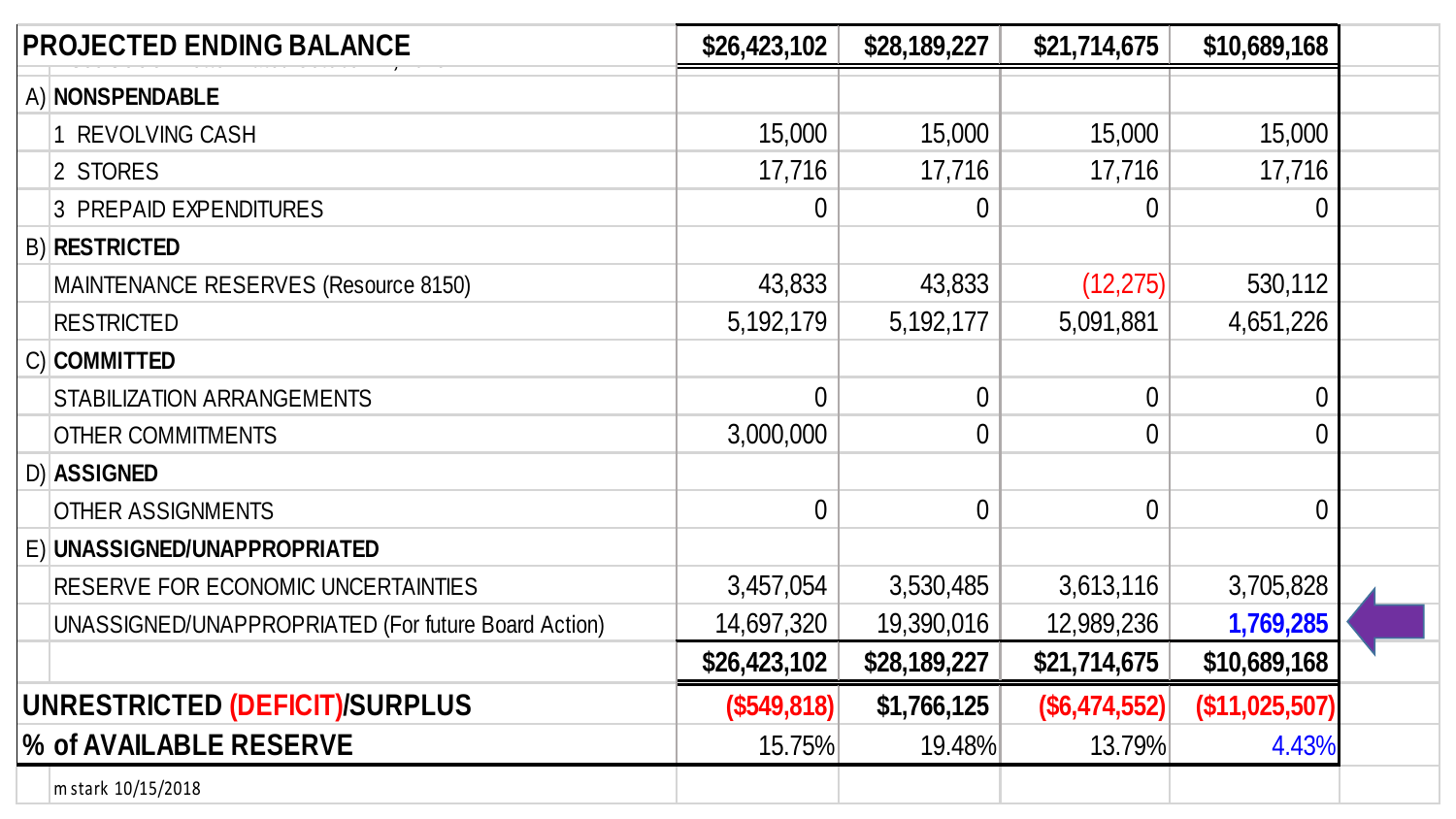| PROJECTED ENDING BALANCE | $26,423,102 | $28,189,227 | $21,714,675 | $10,689,168 |
|---|---|---|---|---|
| A) **NONSPENDABLE** | | | | |
| 1 REVOLVING CASH | 15,000 | 15,000 | 15,000 | 15,000 |
| 2 STORES | 17,716 | 17,716 | 17,716 | 17,716 |
| 3 PREPAID EXPENDITURES | 0 | 0 | 0 | 0 |
| B) **RESTRICTED** | | | | |
| MAINTENANCE RESERVES (Resource 8150) | 43,833 | 43,833 | (12,275) | 530,112 |
| RESTRICTED | 5,192,179 | 5,192,177 | 5,091,881 | 4,651,226 |
| C) **COMMITTED** | | | | |
| STABILIZATION ARRANGEMENTS | 0 | 0 | 0 | 0 |
| OTHER COMMITMENTS | 3,000,000 | 0 | 0 | 0 |
| D) **ASSIGNED** | | | | |
| OTHER ASSIGNMENTS | 0 | 0 | 0 | 0 |
| E) **UNASSIGNED/UNAPPROPRIATED** | | | | |
| RESERVE FOR ECONOMIC UNCERTAINTIES | 3,457,054 | 3,530,485 | 3,613,116 | 3,705,828 |
| UNASSIGNED/UNAPPROPRIATED (For future Board Action) | 14,697,320 | 19,390,016 | 12,989,236 | 1,769,285 |
| | $26,423,102 | $28,189,227 | $21,714,675 | $10,689,168 |
| **UNRESTRICTED (DEFICIT)/SURPLUS** | ($549,818) | $1,766,125 | ($6,474,552) | ($11,025,507) |
| **% of AVAILABLE RESERVE** | 15.75% | 19.48% | 13.79% | 4.43% |
| m stark 10/15/2018 | | | | |